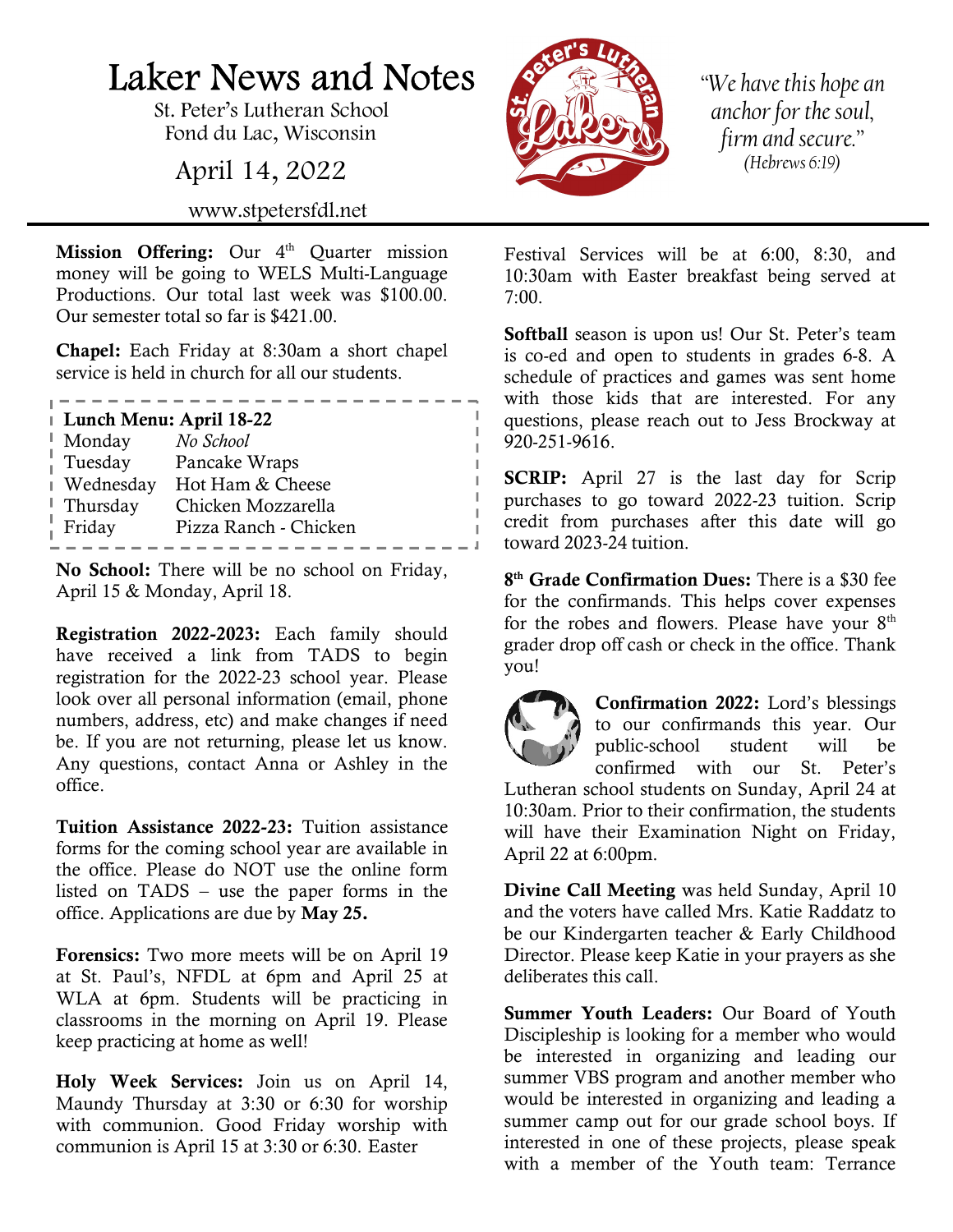# Laker News and Notes

St. Peter's Lutheran School
Fond du Lac, Wisconsin

April 14, 2022

www.stpetersfdl.net

*"We have this hope an anchor for the soul, firm and secure."*
*(Hebrews 6:19)*

**Mission Offering:** Our 4th Quarter mission money will be going to WELS Multi-Language Productions. Our total last week was $100.00. Our semester total so far is $421.00.

**Chapel:** Each Friday at 8:30am a short chapel service is held in church for all our students.

**Lunch Menu: April 18-22**

| | |
|---|---|
| Monday | *No School* |
| Tuesday | Pancake Wraps |
| Wednesday | Hot Ham & Cheese |
| Thursday | Chicken Mozzarella |
| Friday | Pizza Ranch - Chicken |

**No School:** There will be no school on Friday, April 15 & Monday, April 18.

**Registration 2022-2023:** Each family should have received a link from TADS to begin registration for the 2022-23 school year. Please look over all personal information (email, phone numbers, address, etc) and make changes if need be. If you are not returning, please let us know. Any questions, contact Anna or Ashley in the office.

**Tuition Assistance 2022-23:** Tuition assistance forms for the coming school year are available in the office. Please do NOT use the online form listed on TADS – use the paper forms in the office. Applications are due by **May 25.**

**Forensics:** Two more meets will be on April 19 at St. Paul's, NFDL at 6pm and April 25 at WLA at 6pm. Students will be practicing in classrooms in the morning on April 19. Please keep practicing at home as well!

**Holy Week Services:** Join us on April 14, Maundy Thursday at 3:30 or 6:30 for worship with communion. Good Friday worship with communion is April 15 at 3:30 or 6:30. Easter Festival Services will be at 6:00, 8:30, and 10:30am with Easter breakfast being served at 7:00.

**Softball** season is upon us! Our St. Peter's team is co-ed and open to students in grades 6-8. A schedule of practices and games was sent home with those kids that are interested. For any questions, please reach out to Jess Brockway at 920-251-9616.

**SCRIP:** April 27 is the last day for Scrip purchases to go toward 2022-23 tuition. Scrip credit from purchases after this date will go toward 2023-24 tuition.

**8th Grade Confirmation Dues:** There is a $30 fee for the confirmands. This helps cover expenses for the robes and flowers. Please have your 8th grader drop off cash or check in the office. Thank you!

**Confirmation 2022:** Lord's blessings to our confirmands this year. Our public-school student will be confirmed with our St. Peter's Lutheran school students on Sunday, April 24 at 10:30am. Prior to their confirmation, the students will have their Examination Night on Friday, April 22 at 6:00pm.

**Divine Call Meeting** was held Sunday, April 10 and the voters have called Mrs. Katie Raddatz to be our Kindergarten teacher & Early Childhood Director. Please keep Katie in your prayers as she deliberates this call.

**Summer Youth Leaders:** Our Board of Youth Discipleship is looking for a member who would be interested in organizing and leading our summer VBS program and another member who would be interested in organizing and leading a summer camp out for our grade school boys. If interested in one of these projects, please speak with a member of the Youth team: Terrance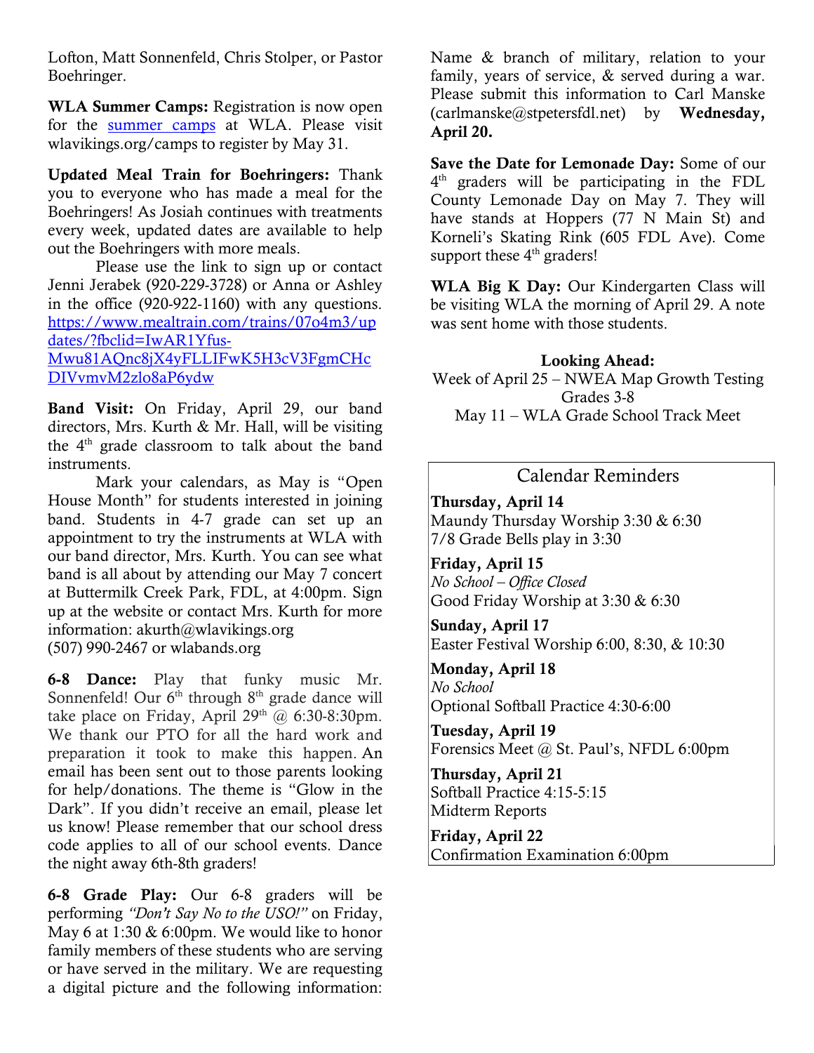Lofton, Matt Sonnenfeld, Chris Stolper, or Pastor Boehringer.

**WLA Summer Camps:** Registration is now open for the summer camps at WLA. Please visit wlavikings.org/camps to register by May 31.

**Updated Meal Train for Boehringers:** Thank you to everyone who has made a meal for the Boehringers! As Josiah continues with treatments every week, updated dates are available to help out the Boehringers with more meals.

Please use the link to sign up or contact Jenni Jerabek (920-229-3728) or Anna or Ashley in the office (920-922-1160) with any questions. https://www.mealtrain.com/trains/07o4m3/updates/?fbclid=IwAR1Yfus-Mwu81AQnc8jX4yFLLIFwK5H3cV3FgmCHcDIVvmvM2zlo8aP6ydw

**Band Visit:** On Friday, April 29, our band directors, Mrs. Kurth & Mr. Hall, will be visiting the 4th grade classroom to talk about the band instruments.

Mark your calendars, as May is "Open House Month" for students interested in joining band. Students in 4-7 grade can set up an appointment to try the instruments at WLA with our band director, Mrs. Kurth. You can see what band is all about by attending our May 7 concert at Buttermilk Creek Park, FDL, at 4:00pm. Sign up at the website or contact Mrs. Kurth for more information: akurth@wlavikings.org
(507) 990-2467 or wlabands.org

**6-8 Dance:** Play that funky music Mr. Sonnenfeld! Our 6th through 8th grade dance will take place on Friday, April 29th @ 6:30-8:30pm. We thank our PTO for all the hard work and preparation it took to make this happen. An email has been sent out to those parents looking for help/donations. The theme is "Glow in the Dark". If you didn't receive an email, please let us know! Please remember that our school dress code applies to all of our school events. Dance the night away 6th-8th graders!

**6-8 Grade Play:** Our 6-8 graders will be performing *"Don't Say No to the USO!"* on Friday, May 6 at 1:30 & 6:00pm. We would like to honor family members of these students who are serving or have served in the military. We are requesting a digital picture and the following information: Name & branch of military, relation to your family, years of service, & served during a war. Please submit this information to Carl Manske (carlmanske@stpetersfdl.net) by **Wednesday, April 20.**

**Save the Date for Lemonade Day:** Some of our 4th graders will be participating in the FDL County Lemonade Day on May 7. They will have stands at Hoppers (77 N Main St) and Korneli's Skating Rink (605 FDL Ave). Come support these 4th graders!

**WLA Big K Day:** Our Kindergarten Class will be visiting WLA the morning of April 29. A note was sent home with those students.

**Looking Ahead:**
Week of April 25 – NWEA Map Growth Testing Grades 3-8
May 11 – WLA Grade School Track Meet

## Calendar Reminders

**Thursday, April 14**
Maundy Thursday Worship 3:30 & 6:30
7/8 Grade Bells play in 3:30

**Friday, April 15**
*No School – Office Closed*
Good Friday Worship at 3:30 & 6:30

**Sunday, April 17**
Easter Festival Worship 6:00, 8:30, & 10:30

**Monday, April 18**
*No School*
Optional Softball Practice 4:30-6:00

**Tuesday, April 19**
Forensics Meet @ St. Paul's, NFDL 6:00pm

**Thursday, April 21**
Softball Practice 4:15-5:15
Midterm Reports

**Friday, April 22**
Confirmation Examination 6:00pm